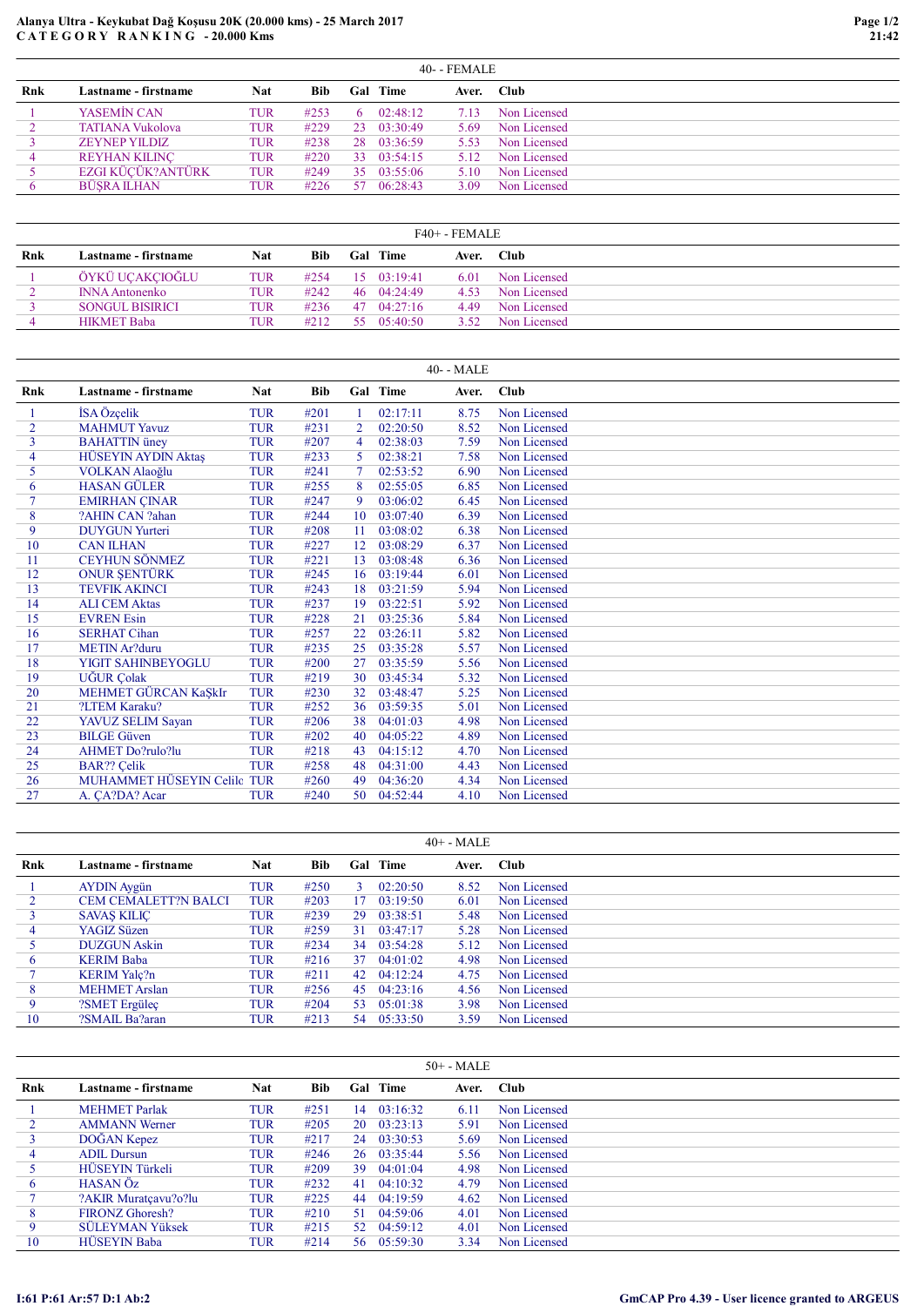# Alanya Ultra - Keykubat Dağ Koşusu 20K (20.000 kms) - 25 March 2017

## C A T E G O R Y   R A N K I N G  - 20.000 Kms

### 40- - FEMALE

| Rnk | Lastname - firstname | Nat | Bib | Gal | Time | Aver. | Club |
|---|---|---|---|---|---|---|---|
| 1 | YASEMİN CAN | TUR | #253 | 6 | 02:48:12 | 7.13 | Non Licensed |
| 2 | TATIANA Vukolova | TUR | #229 | 23 | 03:30:49 | 5.69 | Non Licensed |
| 3 | ZEYNEP YILDIZ | TUR | #238 | 28 | 03:36:59 | 5.53 | Non Licensed |
| 4 | REYHAN KILINÇ | TUR | #220 | 33 | 03:54:15 | 5.12 | Non Licensed |
| 5 | EZGI KÜÇÜK?ANTÜRK | TUR | #249 | 35 | 03:55:06 | 5.10 | Non Licensed |
| 6 | BÜŞRA ILHAN | TUR | #226 | 57 | 06:28:43 | 3.09 | Non Licensed |

### F40+ - FEMALE

| Rnk | Lastname - firstname | Nat | Bib | Gal | Time | Aver. | Club |
|---|---|---|---|---|---|---|---|
| 1 | ÖYKÜ UÇAKÇIOĞLU | TUR | #254 | 15 | 03:19:41 | 6.01 | Non Licensed |
| 2 | INNA Antonenko | TUR | #242 | 46 | 04:24:49 | 4.53 | Non Licensed |
| 3 | SONGUL BISIRICI | TUR | #236 | 47 | 04:27:16 | 4.49 | Non Licensed |
| 4 | HIKMET Baba | TUR | #212 | 55 | 05:40:50 | 3.52 | Non Licensed |

### 40- - MALE

| Rnk | Lastname - firstname | Nat | Bib | Gal | Time | Aver. | Club |
|---|---|---|---|---|---|---|---|
| 1 | İSA Özçelik | TUR | #201 | 1 | 02:17:11 | 8.75 | Non Licensed |
| 2 | MAHMUT Yavuz | TUR | #231 | 2 | 02:20:50 | 8.52 | Non Licensed |
| 3 | BAHATTIN üney | TUR | #207 | 4 | 02:38:03 | 7.59 | Non Licensed |
| 4 | HÜSEYIN AYDIN Aktaş | TUR | #233 | 5 | 02:38:21 | 7.58 | Non Licensed |
| 5 | VOLKAN Alaoğlu | TUR | #241 | 7 | 02:53:52 | 6.90 | Non Licensed |
| 6 | HASAN GÜLER | TUR | #255 | 8 | 02:55:05 | 6.85 | Non Licensed |
| 7 | EMIRHAN ÇINAR | TUR | #247 | 9 | 03:06:02 | 6.45 | Non Licensed |
| 8 | ?AHIN CAN ?ahan | TUR | #244 | 10 | 03:07:40 | 6.39 | Non Licensed |
| 9 | DUYGUN Yurteri | TUR | #208 | 11 | 03:08:02 | 6.38 | Non Licensed |
| 10 | CAN ILHAN | TUR | #227 | 12 | 03:08:29 | 6.37 | Non Licensed |
| 11 | CEYHUN SÖNMEZ | TUR | #221 | 13 | 03:08:48 | 6.36 | Non Licensed |
| 12 | ONUR ŞENTÜRK | TUR | #245 | 16 | 03:19:44 | 6.01 | Non Licensed |
| 13 | TEVFIK AKINCI | TUR | #243 | 18 | 03:21:59 | 5.94 | Non Licensed |
| 14 | ALI CEM Aktas | TUR | #237 | 19 | 03:22:51 | 5.92 | Non Licensed |
| 15 | EVREN Esin | TUR | #228 | 21 | 03:25:36 | 5.84 | Non Licensed |
| 16 | SERHAT Cihan | TUR | #257 | 22 | 03:26:11 | 5.82 | Non Licensed |
| 17 | METIN Ar?duru | TUR | #235 | 25 | 03:35:28 | 5.57 | Non Licensed |
| 18 | YIGIT SAHINBEYOGLU | TUR | #200 | 27 | 03:35:59 | 5.56 | Non Licensed |
| 19 | UĞUR Çolak | TUR | #219 | 30 | 03:45:34 | 5.32 | Non Licensed |
| 20 | MEHMET GÜRCAN KaŞkIr | TUR | #230 | 32 | 03:48:47 | 5.25 | Non Licensed |
| 21 | ?LTEM Karaku? | TUR | #252 | 36 | 03:59:35 | 5.01 | Non Licensed |
| 22 | YAVUZ SELIM Sayan | TUR | #206 | 38 | 04:01:03 | 4.98 | Non Licensed |
| 23 | BILGE Güven | TUR | #202 | 40 | 04:05:22 | 4.89 | Non Licensed |
| 24 | AHMET Do?rulo?lu | TUR | #218 | 43 | 04:15:12 | 4.70 | Non Licensed |
| 25 | BAR?? Çelik | TUR | #258 | 48 | 04:31:00 | 4.43 | Non Licensed |
| 26 | MUHAMMET HÜSEYIN Celilo | TUR | #260 | 49 | 04:36:20 | 4.34 | Non Licensed |
| 27 | A. ÇA?DA? Acar | TUR | #240 | 50 | 04:52:44 | 4.10 | Non Licensed |

### 40+ - MALE

| Rnk | Lastname - firstname | Nat | Bib | Gal | Time | Aver. | Club |
|---|---|---|---|---|---|---|---|
| 1 | AYDIN Aygün | TUR | #250 | 3 | 02:20:50 | 8.52 | Non Licensed |
| 2 | CEM CEMALETT?N BALCI | TUR | #203 | 17 | 03:19:50 | 6.01 | Non Licensed |
| 3 | SAVAŞ KILIÇ | TUR | #239 | 29 | 03:38:51 | 5.48 | Non Licensed |
| 4 | YAGIZ Süzen | TUR | #259 | 31 | 03:47:17 | 5.28 | Non Licensed |
| 5 | DUZGUN Askin | TUR | #234 | 34 | 03:54:28 | 5.12 | Non Licensed |
| 6 | KERIM Baba | TUR | #216 | 37 | 04:01:02 | 4.98 | Non Licensed |
| 7 | KERIM Yalç?n | TUR | #211 | 42 | 04:12:24 | 4.75 | Non Licensed |
| 8 | MEHMET Arslan | TUR | #256 | 45 | 04:23:16 | 4.56 | Non Licensed |
| 9 | ?SMET Ergüleç | TUR | #204 | 53 | 05:01:38 | 3.98 | Non Licensed |
| 10 | ?SMAIL Ba?aran | TUR | #213 | 54 | 05:33:50 | 3.59 | Non Licensed |

### 50+ - MALE

| Rnk | Lastname - firstname | Nat | Bib | Gal | Time | Aver. | Club |
|---|---|---|---|---|---|---|---|
| 1 | MEHMET Parlak | TUR | #251 | 14 | 03:16:32 | 6.11 | Non Licensed |
| 2 | AMMANN Werner | TUR | #205 | 20 | 03:23:13 | 5.91 | Non Licensed |
| 3 | DOĞAN Kepez | TUR | #217 | 24 | 03:30:53 | 5.69 | Non Licensed |
| 4 | ADIL Dursun | TUR | #246 | 26 | 03:35:44 | 5.56 | Non Licensed |
| 5 | HÜSEYIN Türkeli | TUR | #209 | 39 | 04:01:04 | 4.98 | Non Licensed |
| 6 | HASAN Öz | TUR | #232 | 41 | 04:10:32 | 4.79 | Non Licensed |
| 7 | ?AKIR Muratçavu?o?lu | TUR | #225 | 44 | 04:19:59 | 4.62 | Non Licensed |
| 8 | FIRONZ Ghoresh? | TUR | #210 | 51 | 04:59:06 | 4.01 | Non Licensed |
| 9 | SÜLEYMAN Yüksek | TUR | #215 | 52 | 04:59:12 | 4.01 | Non Licensed |
| 10 | HÜSEYIN Baba | TUR | #214 | 56 | 05:59:30 | 3.34 | Non Licensed |

I:61 P:61 Ar:57 D:1 Ab:2

GmCAP Pro 4.39 - User licence granted to ARGEUS